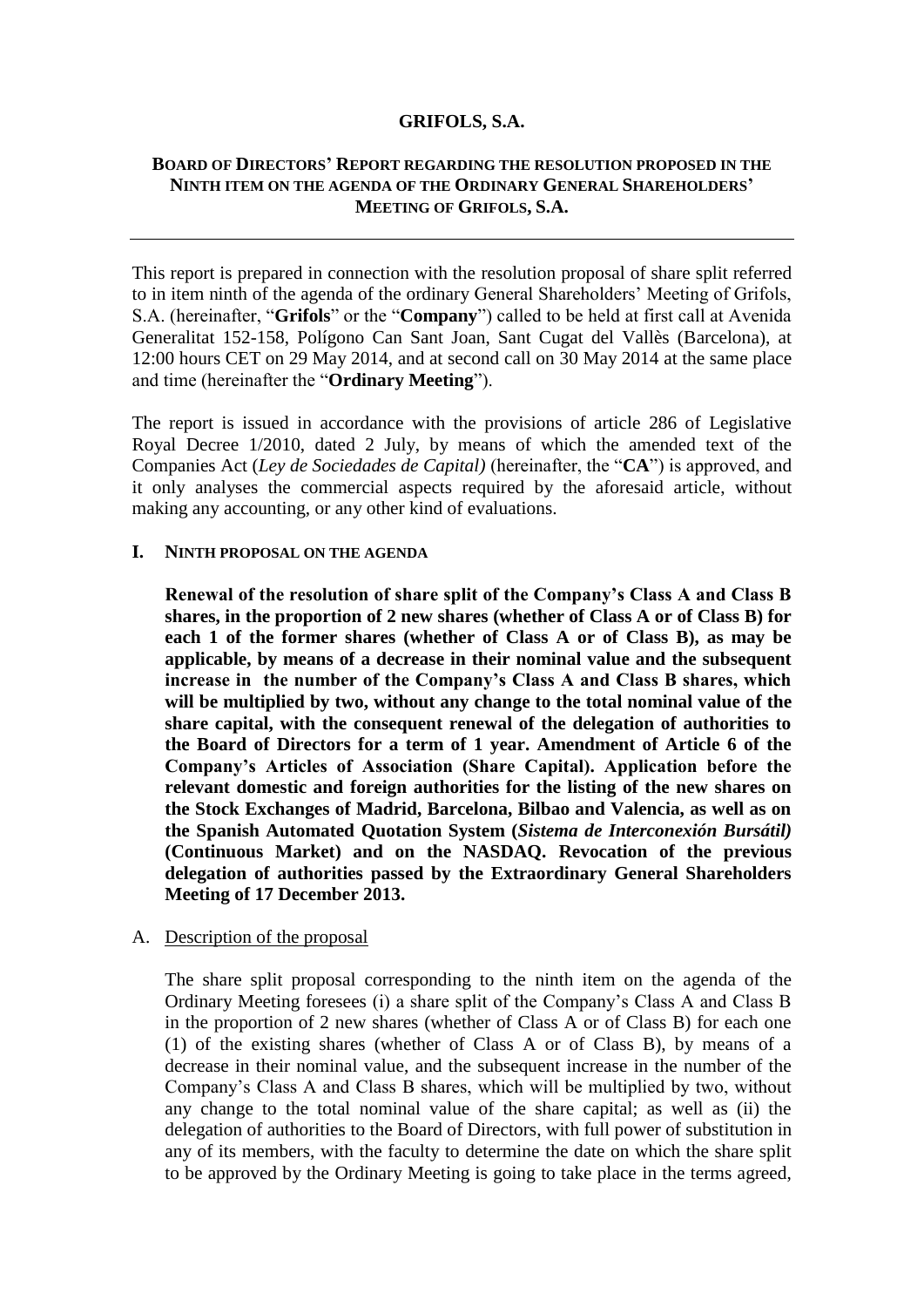# GRIFOLS, S.A.

## BOARD OF DIRECTORS' REPORT REGARDING THE RESOLUTION PROPOSED IN THE NINTH ITEM ON THE AGENDA OF THE ORDINARY GENERAL SHAREHOLDERS' MEETING OF GRIFOLS, S.A.

---

This report is prepared in connection with the resolution proposal of share split referred to in item ninth of the agenda of the ordinary General Shareholders' Meeting of Grifols, S.A. (hereinafter, "**Grifols**" or the "**Company**") called to be held at first call at Avenida Generalitat 152-158, Polígono Can Sant Joan, Sant Cugat del Vallès (Barcelona), at 12:00 hours CET on 29 May 2014, and at second call on 30 May 2014 at the same place and time (hereinafter the "**Ordinary Meeting**").

The report is issued in accordance with the provisions of article 286 of Legislative Royal Decree 1/2010, dated 2 July, by means of which the amended text of the Companies Act (*Ley de Sociedades de Capital)* (hereinafter, the "**CA**") is approved, and it only analyses the commercial aspects required by the aforesaid article, without making any accounting, or any other kind of evaluations.

## I. NINTH PROPOSAL ON THE AGENDA

**Renewal of the resolution of share split of the Company's Class A and Class B shares, in the proportion of 2 new shares (whether of Class A or of Class B) for each 1 of the former shares (whether of Class A or of Class B), as may be applicable, by means of a decrease in their nominal value and the subsequent increase in the number of the Company's Class A and Class B shares, which will be multiplied by two, without any change to the total nominal value of the share capital, with the consequent renewal of the delegation of authorities to the Board of Directors for a term of 1 year. Amendment of Article 6 of the Company's Articles of Association (Share Capital). Application before the relevant domestic and foreign authorities for the listing of the new shares on the Stock Exchanges of Madrid, Barcelona, Bilbao and Valencia, as well as on the Spanish Automated Quotation System (*Sistema de Interconexión Bursátil)* (Continuous Market) and on the NASDAQ. Revocation of the previous delegation of authorities passed by the Extraordinary General Shareholders Meeting of 17 December 2013.**

### A. Description of the proposal

The share split proposal corresponding to the ninth item on the agenda of the Ordinary Meeting foresees (i) a share split of the Company's Class A and Class B in the proportion of 2 new shares (whether of Class A or of Class B) for each one (1) of the existing shares (whether of Class A or of Class B), by means of a decrease in their nominal value, and the subsequent increase in the number of the Company's Class A and Class B shares, which will be multiplied by two, without any change to the total nominal value of the share capital; as well as (ii) the delegation of authorities to the Board of Directors, with full power of substitution in any of its members, with the faculty to determine the date on which the share split to be approved by the Ordinary Meeting is going to take place in the terms agreed,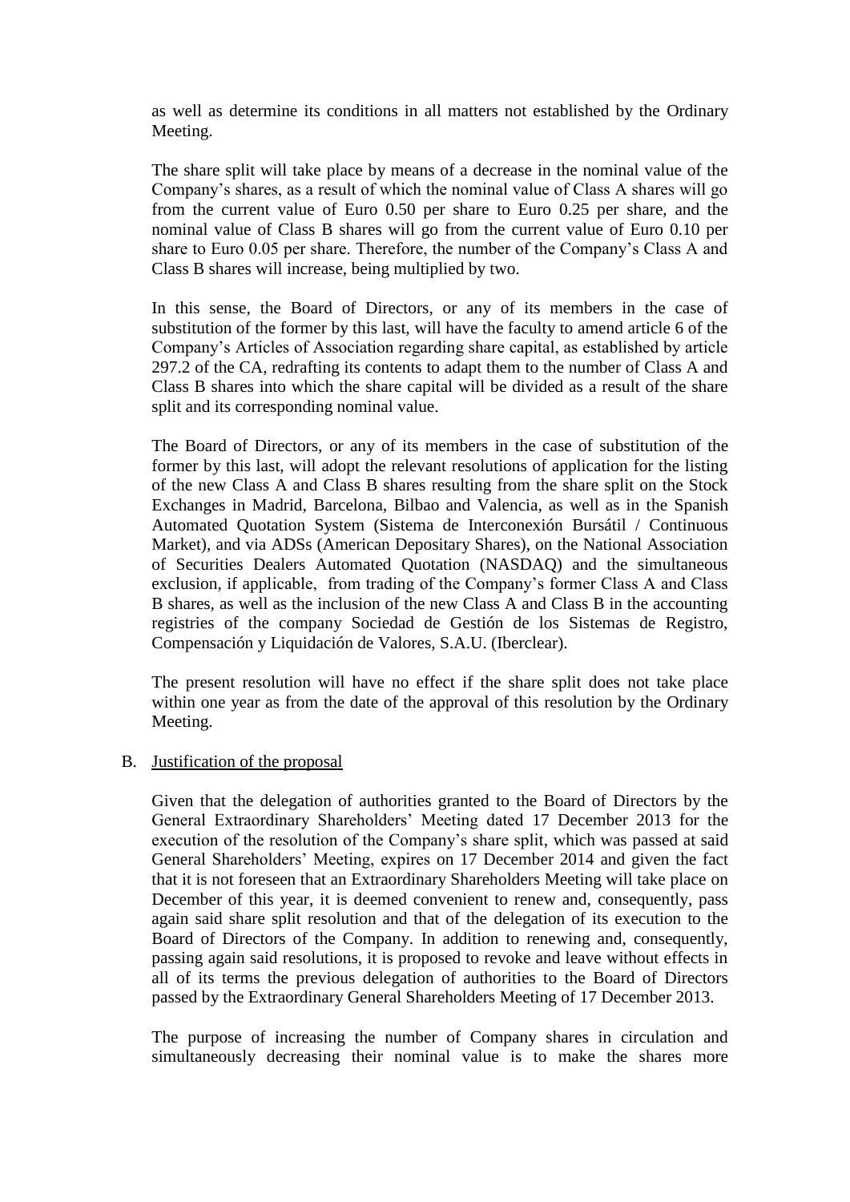as well as determine its conditions in all matters not established by the Ordinary Meeting.

The share split will take place by means of a decrease in the nominal value of the Company's shares, as a result of which the nominal value of Class A shares will go from the current value of Euro 0.50 per share to Euro 0.25 per share, and the nominal value of Class B shares will go from the current value of Euro 0.10 per share to Euro 0.05 per share. Therefore, the number of the Company's Class A and Class B shares will increase, being multiplied by two.

In this sense, the Board of Directors, or any of its members in the case of substitution of the former by this last, will have the faculty to amend article 6 of the Company's Articles of Association regarding share capital, as established by article 297.2 of the CA, redrafting its contents to adapt them to the number of Class A and Class B shares into which the share capital will be divided as a result of the share split and its corresponding nominal value.

The Board of Directors, or any of its members in the case of substitution of the former by this last, will adopt the relevant resolutions of application for the listing of the new Class A and Class B shares resulting from the share split on the Stock Exchanges in Madrid, Barcelona, Bilbao and Valencia, as well as in the Spanish Automated Quotation System (Sistema de Interconexión Bursátil / Continuous Market), and via ADSs (American Depositary Shares), on the National Association of Securities Dealers Automated Quotation (NASDAQ) and the simultaneous exclusion, if applicable, from trading of the Company's former Class A and Class B shares, as well as the inclusion of the new Class A and Class B in the accounting registries of the company Sociedad de Gestión de los Sistemas de Registro, Compensación y Liquidación de Valores, S.A.U. (Iberclear).

The present resolution will have no effect if the share split does not take place within one year as from the date of the approval of this resolution by the Ordinary Meeting.

B. Justification of the proposal

Given that the delegation of authorities granted to the Board of Directors by the General Extraordinary Shareholders' Meeting dated 17 December 2013 for the execution of the resolution of the Company's share split, which was passed at said General Shareholders' Meeting, expires on 17 December 2014 and given the fact that it is not foreseen that an Extraordinary Shareholders Meeting will take place on December of this year, it is deemed convenient to renew and, consequently, pass again said share split resolution and that of the delegation of its execution to the Board of Directors of the Company. In addition to renewing and, consequently, passing again said resolutions, it is proposed to revoke and leave without effects in all of its terms the previous delegation of authorities to the Board of Directors passed by the Extraordinary General Shareholders Meeting of 17 December 2013.

The purpose of increasing the number of Company shares in circulation and simultaneously decreasing their nominal value is to make the shares more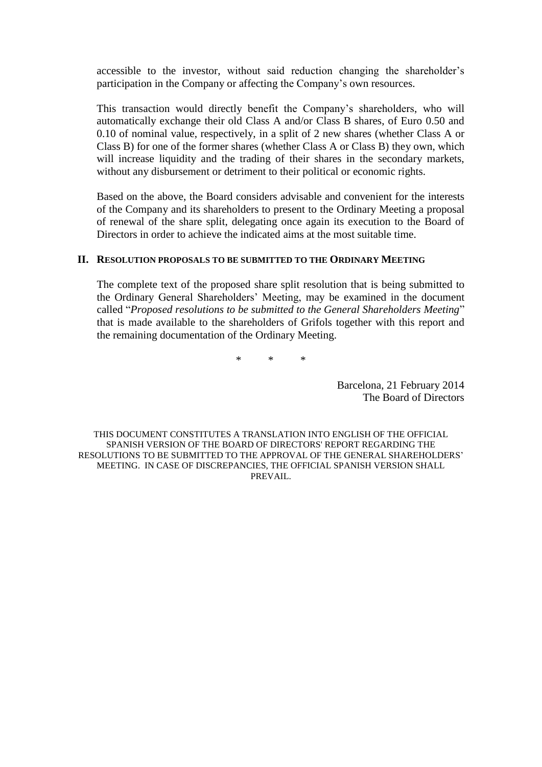accessible to the investor, without said reduction changing the shareholder's participation in the Company or affecting the Company's own resources.

This transaction would directly benefit the Company's shareholders, who will automatically exchange their old Class A and/or Class B shares, of Euro 0.50 and 0.10 of nominal value, respectively, in a split of 2 new shares (whether Class A or Class B) for one of the former shares (whether Class A or Class B) they own, which will increase liquidity and the trading of their shares in the secondary markets, without any disbursement or detriment to their political or economic rights.

Based on the above, the Board considers advisable and convenient for the interests of the Company and its shareholders to present to the Ordinary Meeting a proposal of renewal of the share split, delegating once again its execution to the Board of Directors in order to achieve the indicated aims at the most suitable time.

## II. RESOLUTION PROPOSALS TO BE SUBMITTED TO THE ORDINARY MEETING

The complete text of the proposed share split resolution that is being submitted to the Ordinary General Shareholders' Meeting, may be examined in the document called "*Proposed resolutions to be submitted to the General Shareholders Meeting*" that is made available to the shareholders of Grifols together with this report and the remaining documentation of the Ordinary Meeting.

\* \* \*

Barcelona, 21 February 2014
The Board of Directors

THIS DOCUMENT CONSTITUTES A TRANSLATION INTO ENGLISH OF THE OFFICIAL SPANISH VERSION OF THE BOARD OF DIRECTORS' REPORT REGARDING THE RESOLUTIONS TO BE SUBMITTED TO THE APPROVAL OF THE GENERAL SHAREHOLDERS' MEETING. IN CASE OF DISCREPANCIES, THE OFFICIAL SPANISH VERSION SHALL PREVAIL.